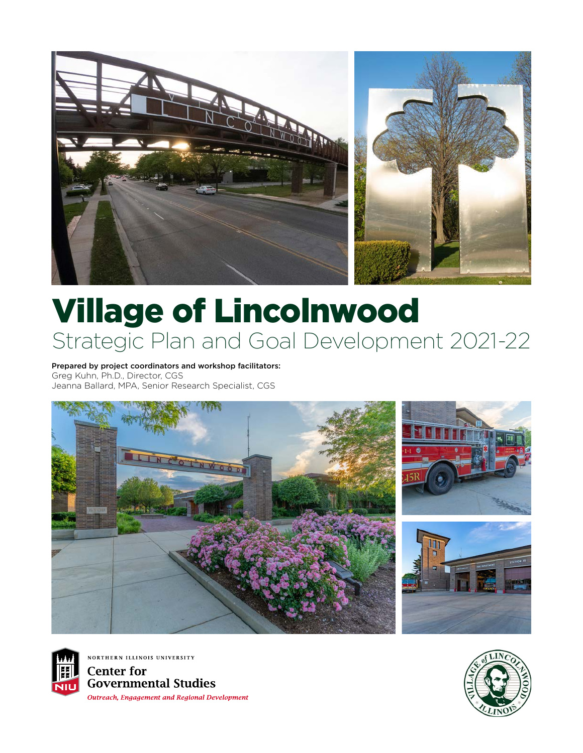# Village of Lincolnwood

## Strategic Plan and Goal Development 2021-22

**Prepared by project coordinators and workshop facilitators:**
Greg Kuhn, Ph.D., Director, CGS
Jeanna Ballard, MPA, Senior Research Specialist, CGS

NORTHERN ILLINOIS UNIVERSITY
**Center for Governmental Studies**
*Outreach, Engagement and Regional Development*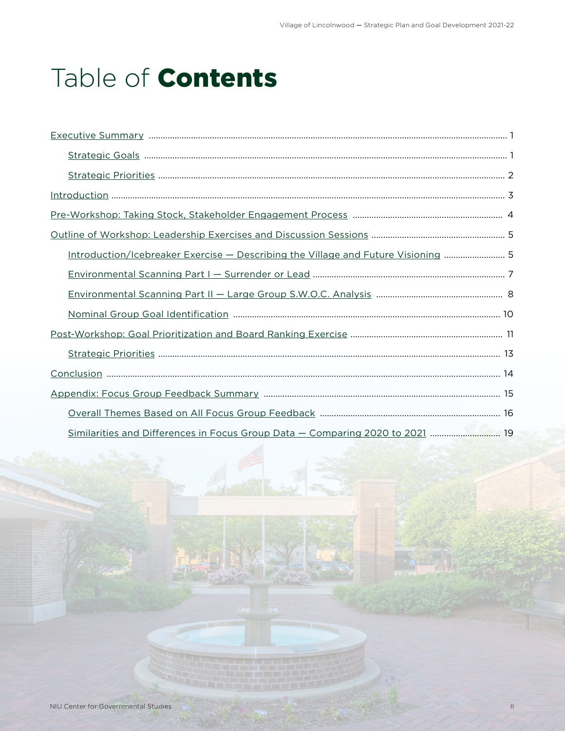# Table of **Contents**

- [Executive Summary](#) .......... 1
  - [Strategic Goals](#) .......... 1
  - [Strategic Priorities](#) .......... 2
- [Introduction](#) .......... 3
- [Pre-Workshop: Taking Stock, Stakeholder Engagement Process](#) .......... 4
- [Outline of Workshop: Leadership Exercises and Discussion Sessions](#) .......... 5
  - [Introduction/Icebreaker Exercise — Describing the Village and Future Visioning](#) .......... 5
  - [Environmental Scanning Part I — Surrender or Lead](#) .......... 7
  - [Environmental Scanning Part II — Large Group S.W.O.C. Analysis](#) .......... 8
  - [Nominal Group Goal Identification](#) .......... 10
- [Post-Workshop: Goal Prioritization and Board Ranking Exercise](#) .......... 11
  - [Strategic Priorities](#) .......... 13
- [Conclusion](#) .......... 14
- [Appendix: Focus Group Feedback Summary](#) .......... 15
  - [Overall Themes Based on All Focus Group Feedback](#) .......... 16
  - [Similarities and Differences in Focus Group Data — Comparing 2020 to 2021](#) .......... 19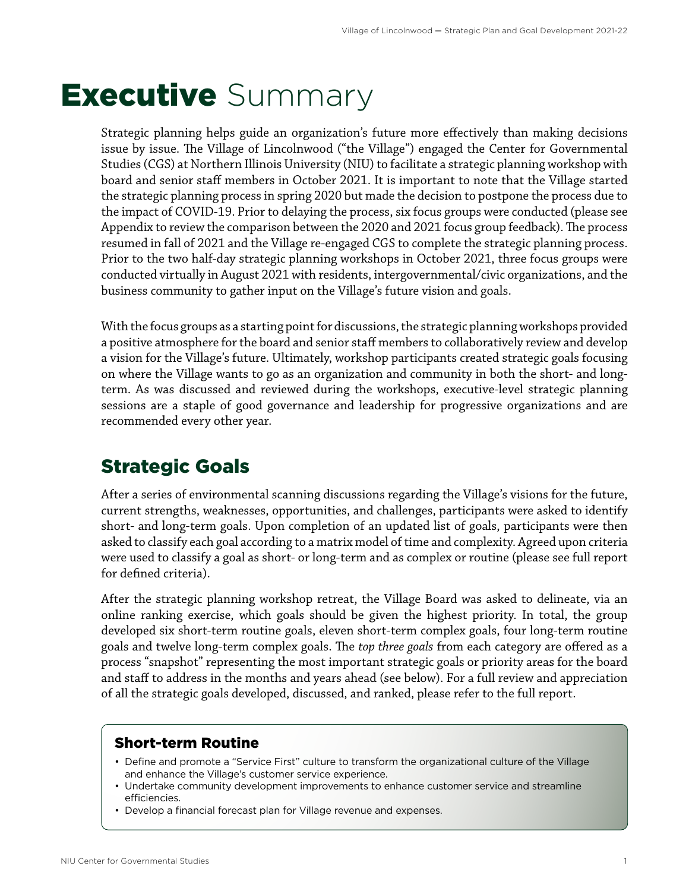# Executive Summary

Strategic planning helps guide an organization's future more effectively than making decisions issue by issue. The Village of Lincolnwood ("the Village") engaged the Center for Governmental Studies (CGS) at Northern Illinois University (NIU) to facilitate a strategic planning workshop with board and senior staff members in October 2021. It is important to note that the Village started the strategic planning process in spring 2020 but made the decision to postpone the process due to the impact of COVID-19. Prior to delaying the process, six focus groups were conducted (please see Appendix to review the comparison between the 2020 and 2021 focus group feedback). The process resumed in fall of 2021 and the Village re-engaged CGS to complete the strategic planning process. Prior to the two half-day strategic planning workshops in October 2021, three focus groups were conducted virtually in August 2021 with residents, intergovernmental/civic organizations, and the business community to gather input on the Village's future vision and goals.

With the focus groups as a starting point for discussions, the strategic planning workshops provided a positive atmosphere for the board and senior staff members to collaboratively review and develop a vision for the Village's future. Ultimately, workshop participants created strategic goals focusing on where the Village wants to go as an organization and community in both the short- and long-term. As was discussed and reviewed during the workshops, executive-level strategic planning sessions are a staple of good governance and leadership for progressive organizations and are recommended every other year.

## Strategic Goals

After a series of environmental scanning discussions regarding the Village's visions for the future, current strengths, weaknesses, opportunities, and challenges, participants were asked to identify short- and long-term goals. Upon completion of an updated list of goals, participants were then asked to classify each goal according to a matrix model of time and complexity. Agreed upon criteria were used to classify a goal as short- or long-term and as complex or routine (please see full report for defined criteria).

After the strategic planning workshop retreat, the Village Board was asked to delineate, via an online ranking exercise, which goals should be given the highest priority. In total, the group developed six short-term routine goals, eleven short-term complex goals, four long-term routine goals and twelve long-term complex goals. The *top three goals* from each category are offered as a process "snapshot" representing the most important strategic goals or priority areas for the board and staff to address in the months and years ahead (see below). For a full review and appreciation of all the strategic goals developed, discussed, and ranked, please refer to the full report.

### Short-term Routine

- Define and promote a "Service First" culture to transform the organizational culture of the Village and enhance the Village's customer service experience.
- Undertake community development improvements to enhance customer service and streamline efficiencies.
- Develop a financial forecast plan for Village revenue and expenses.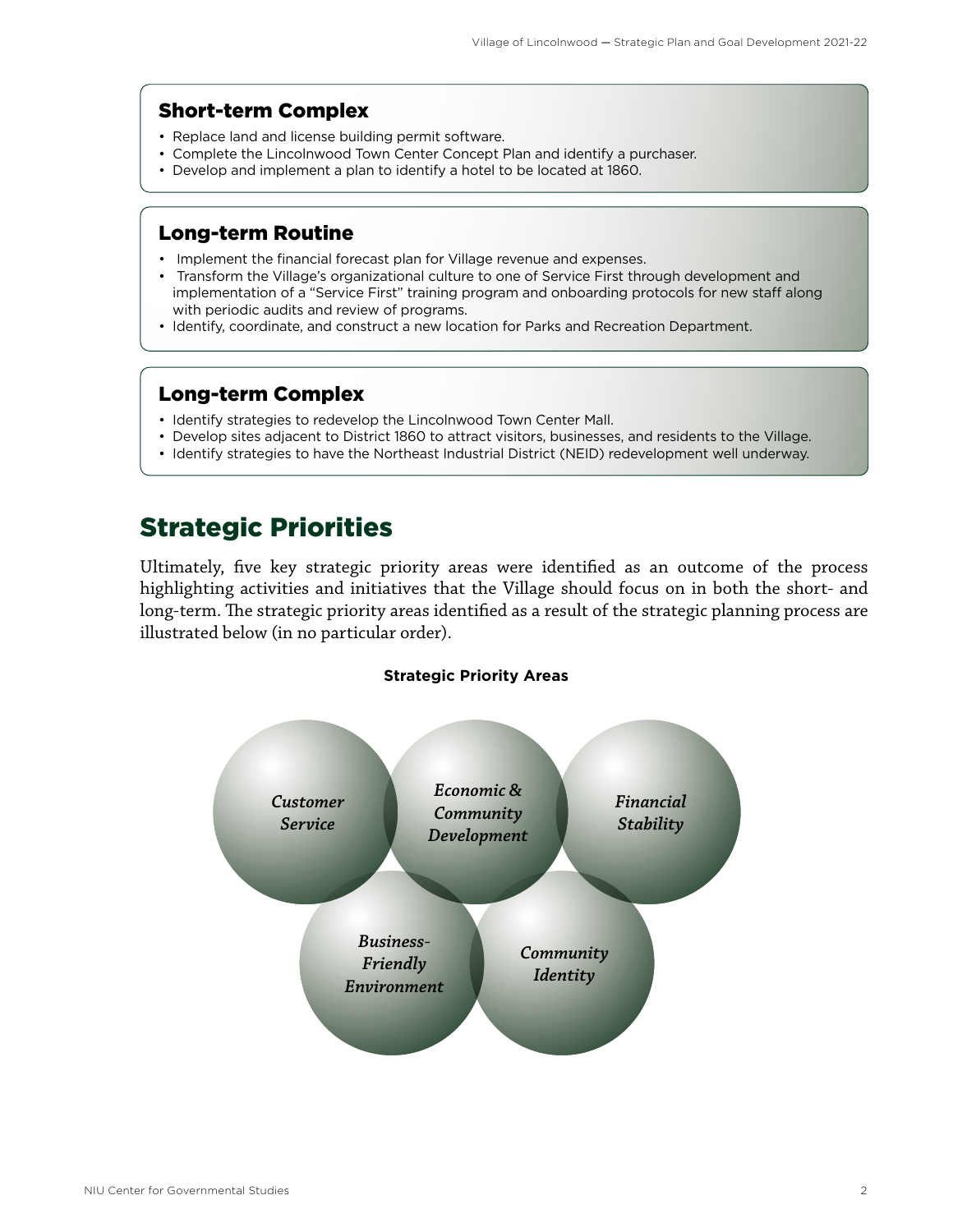### Short-term Complex

- Replace land and license building permit software.
- Complete the Lincolnwood Town Center Concept Plan and identify a purchaser.
- Develop and implement a plan to identify a hotel to be located at 1860.

### Long-term Routine

- Implement the financial forecast plan for Village revenue and expenses.
- Transform the Village's organizational culture to one of Service First through development and implementation of a "Service First" training program and onboarding protocols for new staff along with periodic audits and review of programs.
- Identify, coordinate, and construct a new location for Parks and Recreation Department.

### Long-term Complex

- Identify strategies to redevelop the Lincolnwood Town Center Mall.
- Develop sites adjacent to District 1860 to attract visitors, businesses, and residents to the Village.
- Identify strategies to have the Northeast Industrial District (NEID) redevelopment well underway.

## Strategic Priorities

Ultimately, five key strategic priority areas were identified as an outcome of the process highlighting activities and initiatives that the Village should focus on in both the short- and long-term. The strategic priority areas identified as a result of the strategic planning process are illustrated below (in no particular order).

**Strategic Priority Areas**

*Customer Service*

*Economic & Community Development*

*Financial Stability*

*Business-Friendly Environment*

*Community Identity*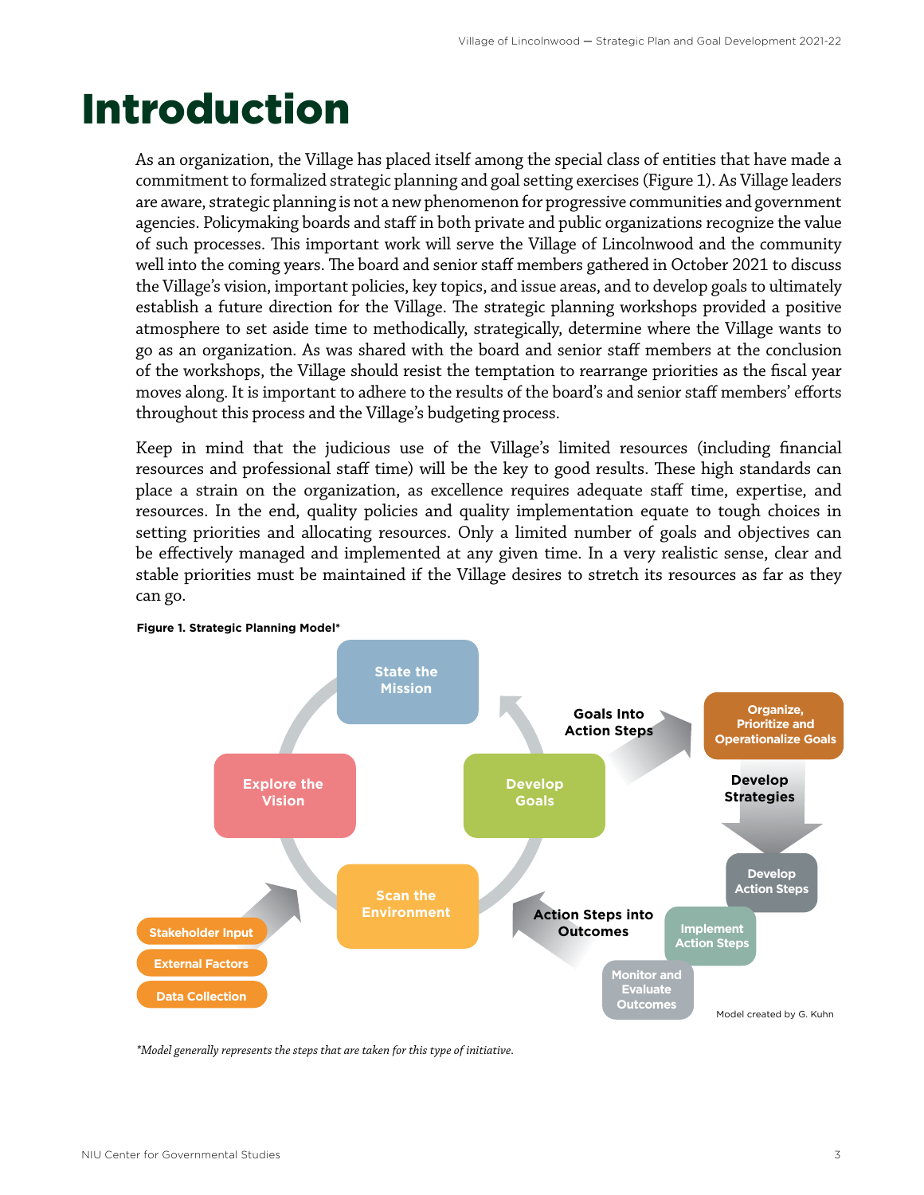# Introduction

As an organization, the Village has placed itself among the special class of entities that have made a commitment to formalized strategic planning and goal setting exercises (Figure 1). As Village leaders are aware, strategic planning is not a new phenomenon for progressive communities and government agencies. Policymaking boards and staff in both private and public organizations recognize the value of such processes. This important work will serve the Village of Lincolnwood and the community well into the coming years. The board and senior staff members gathered in October 2021 to discuss the Village's vision, important policies, key topics, and issue areas, and to develop goals to ultimately establish a future direction for the Village. The strategic planning workshops provided a positive atmosphere to set aside time to methodically, strategically, determine where the Village wants to go as an organization. As was shared with the board and senior staff members at the conclusion of the workshops, the Village should resist the temptation to rearrange priorities as the fiscal year moves along. It is important to adhere to the results of the board's and senior staff members' efforts throughout this process and the Village's budgeting process.

Keep in mind that the judicious use of the Village's limited resources (including financial resources and professional staff time) will be the key to good results. These high standards can place a strain on the organization, as excellence requires adequate staff time, expertise, and resources. In the end, quality policies and quality implementation equate to tough choices in setting priorities and allocating resources. Only a limited number of goals and objectives can be effectively managed and implemented at any given time. In a very realistic sense, clear and stable priorities must be maintained if the Village desires to stretch its resources as far as they can go.

**Figure 1. Strategic Planning Model***

State the Mission → Develop Goals → Scan the Environment → Explore the Vision

Stakeholder Input / External Factors / Data Collection

Goals Into Action Steps → Organize, Prioritize and Operationalize Goals → Develop Strategies → Develop Action Steps → Implement Action Steps → Monitor and Evaluate Outcomes → Action Steps into Outcomes

Model created by G. Kuhn

*\*Model generally represents the steps that are taken for this type of initiative.*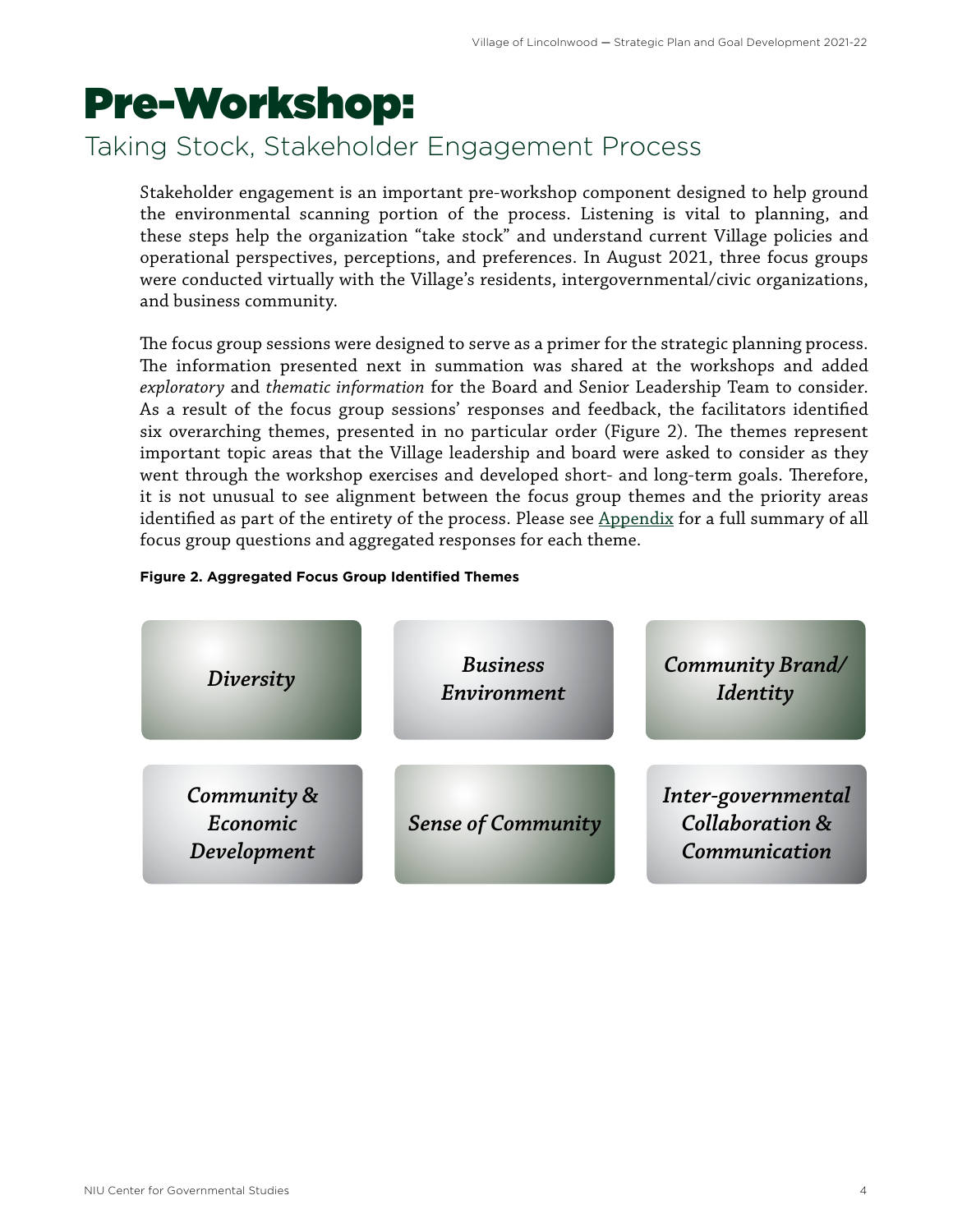# Pre-Workshop:

## Taking Stock, Stakeholder Engagement Process

Stakeholder engagement is an important pre-workshop component designed to help ground the environmental scanning portion of the process. Listening is vital to planning, and these steps help the organization "take stock" and understand current Village policies and operational perspectives, perceptions, and preferences. In August 2021, three focus groups were conducted virtually with the Village's residents, intergovernmental/civic organizations, and business community.

The focus group sessions were designed to serve as a primer for the strategic planning process. The information presented next in summation was shared at the workshops and added *exploratory* and *thematic information* for the Board and Senior Leadership Team to consider. As a result of the focus group sessions' responses and feedback, the facilitators identified six overarching themes, presented in no particular order (Figure 2). The themes represent important topic areas that the Village leadership and board were asked to consider as they went through the workshop exercises and developed short- and long-term goals. Therefore, it is not unusual to see alignment between the focus group themes and the priority areas identified as part of the entirety of the process. Please see Appendix for a full summary of all focus group questions and aggregated responses for each theme.

**Figure 2. Aggregated Focus Group Identified Themes**

- *Diversity*
- *Business Environment*
- *Community Brand/ Identity*
- *Community & Economic Development*
- *Sense of Community*
- *Inter-governmental Collaboration & Communication*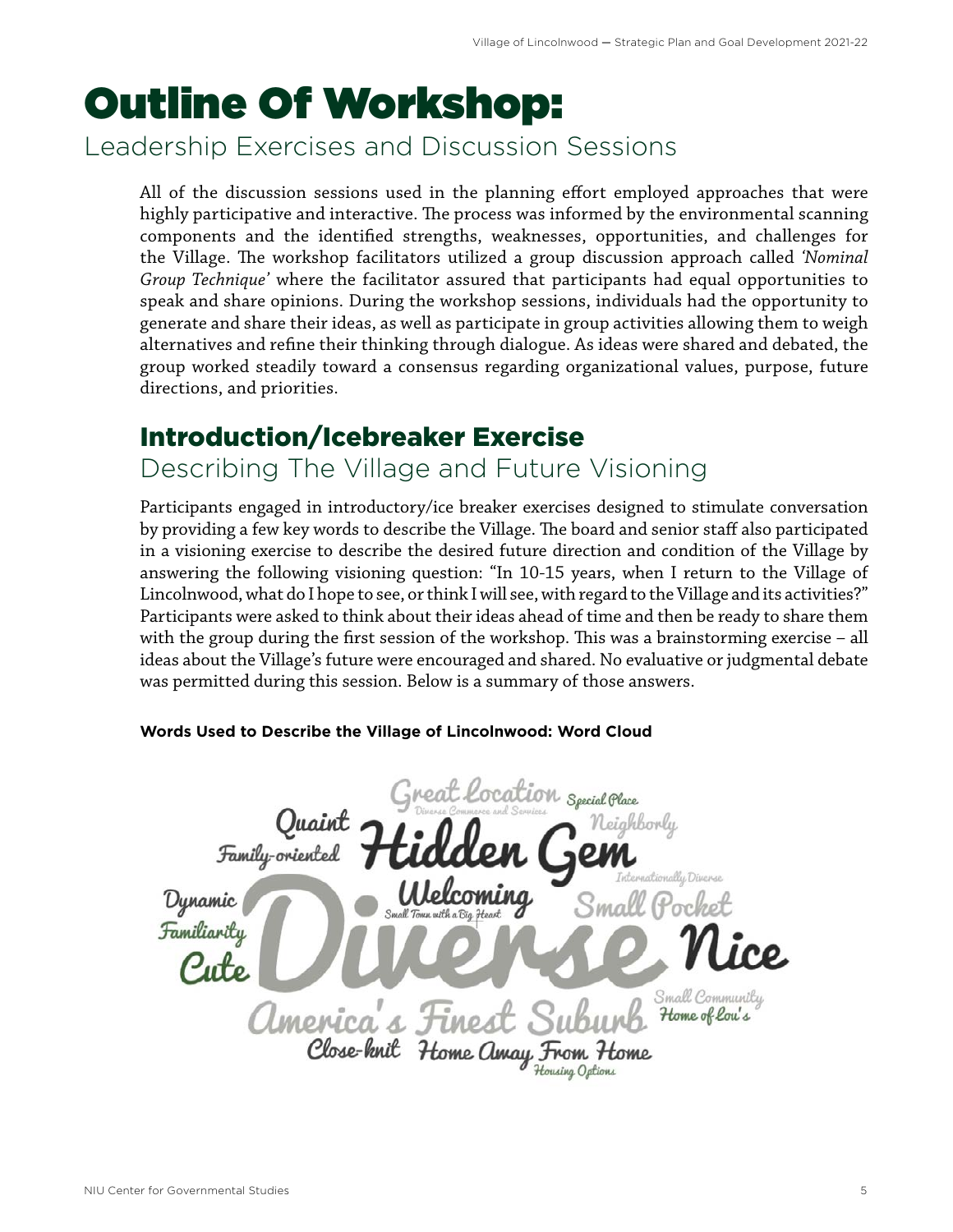# Outline Of Workshop:

## Leadership Exercises and Discussion Sessions

All of the discussion sessions used in the planning effort employed approaches that were highly participative and interactive. The process was informed by the environmental scanning components and the identified strengths, weaknesses, opportunities, and challenges for the Village. The workshop facilitators utilized a group discussion approach called *'Nominal Group Technique'* where the facilitator assured that participants had equal opportunities to speak and share opinions. During the workshop sessions, individuals had the opportunity to generate and share their ideas, as well as participate in group activities allowing them to weigh alternatives and refine their thinking through dialogue. As ideas were shared and debated, the group worked steadily toward a consensus regarding organizational values, purpose, future directions, and priorities.

## Introduction/Icebreaker Exercise

### Describing The Village and Future Visioning

Participants engaged in introductory/ice breaker exercises designed to stimulate conversation by providing a few key words to describe the Village. The board and senior staff also participated in a visioning exercise to describe the desired future direction and condition of the Village by answering the following visioning question: "In 10-15 years, when I return to the Village of Lincolnwood, what do I hope to see, or think I will see, with regard to the Village and its activities?" Participants were asked to think about their ideas ahead of time and then be ready to share them with the group during the first session of the workshop. This was a brainstorming exercise – all ideas about the Village's future were encouraged and shared. No evaluative or judgmental debate was permitted during this session. Below is a summary of those answers.

**Words Used to Describe the Village of Lincolnwood: Word Cloud**

Great Location, Special Place, Diverse Commerce and Services, Quaint, Neighborly, Family-oriented, Hidden Gem, Internationally Diverse, Dynamic, Welcoming, Small Town with a Big Heart, Small Pocket, Familiarity, Cute, Diverse, Nice, Small Community, Home of Lou's, America's Finest Suburb, Close-knit, Home Away From Home, Housing Options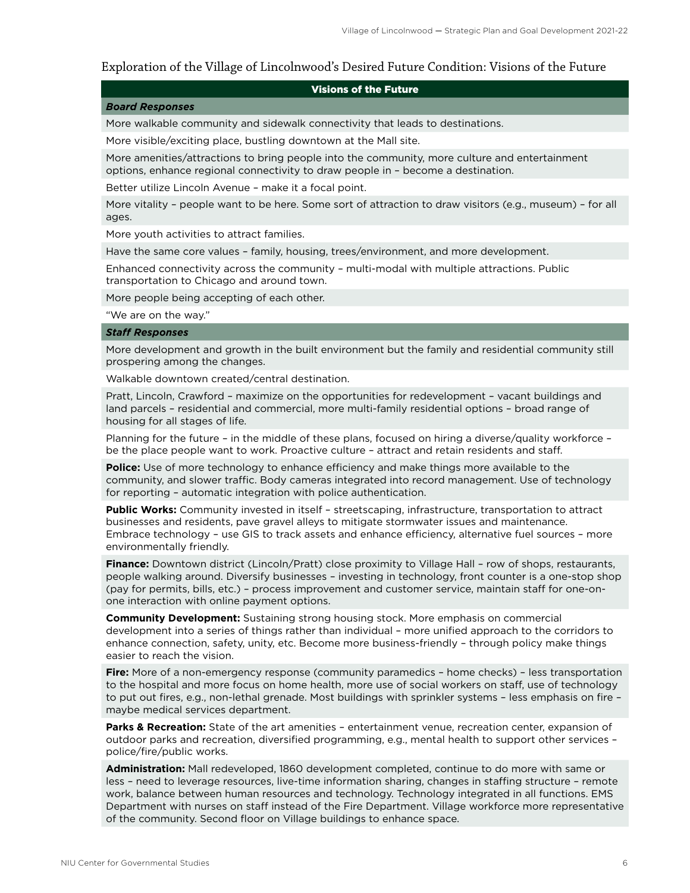## Exploration of the Village of Lincolnwood's Desired Future Condition: Visions of the Future

| Visions of the Future |
|---|
| ***Board Responses*** |
| More walkable community and sidewalk connectivity that leads to destinations. |
| More visible/exciting place, bustling downtown at the Mall site. |
| More amenities/attractions to bring people into the community, more culture and entertainment options, enhance regional connectivity to draw people in – become a destination. |
| Better utilize Lincoln Avenue – make it a focal point. |
| More vitality – people want to be here. Some sort of attraction to draw visitors (e.g., museum) – for all ages. |
| More youth activities to attract families. |
| Have the same core values – family, housing, trees/environment, and more development. |
| Enhanced connectivity across the community – multi-modal with multiple attractions. Public transportation to Chicago and around town. |
| More people being accepting of each other. |
| "We are on the way." |
| ***Staff Responses*** |
| More development and growth in the built environment but the family and residential community still prospering among the changes. |
| Walkable downtown created/central destination. |
| Pratt, Lincoln, Crawford – maximize on the opportunities for redevelopment – vacant buildings and land parcels – residential and commercial, more multi-family residential options – broad range of housing for all stages of life. |
| Planning for the future – in the middle of these plans, focused on hiring a diverse/quality workforce – be the place people want to work. Proactive culture – attract and retain residents and staff. |
| **Police:** Use of more technology to enhance efficiency and make things more available to the community, and slower traffic. Body cameras integrated into record management. Use of technology for reporting – automatic integration with police authentication. |
| **Public Works:** Community invested in itself – streetscaping, infrastructure, transportation to attract businesses and residents, pave gravel alleys to mitigate stormwater issues and maintenance. Embrace technology – use GIS to track assets and enhance efficiency, alternative fuel sources – more environmentally friendly. |
| **Finance:** Downtown district (Lincoln/Pratt) close proximity to Village Hall – row of shops, restaurants, people walking around. Diversify businesses – investing in technology, front counter is a one-stop shop (pay for permits, bills, etc.) – process improvement and customer service, maintain staff for one-on-one interaction with online payment options. |
| **Community Development:** Sustaining strong housing stock. More emphasis on commercial development into a series of things rather than individual – more unified approach to the corridors to enhance connection, safety, unity, etc. Become more business-friendly – through policy make things easier to reach the vision. |
| **Fire:** More of a non-emergency response (community paramedics – home checks) – less transportation to the hospital and more focus on home health, more use of social workers on staff, use of technology to put out fires, e.g., non-lethal grenade. Most buildings with sprinkler systems – less emphasis on fire – maybe medical services department. |
| **Parks & Recreation:** State of the art amenities – entertainment venue, recreation center, expansion of outdoor parks and recreation, diversified programming, e.g., mental health to support other services – police/fire/public works. |
| **Administration:** Mall redeveloped, 1860 development completed, continue to do more with same or less – need to leverage resources, live-time information sharing, changes in staffing structure – remote work, balance between human resources and technology. Technology integrated in all functions. EMS Department with nurses on staff instead of the Fire Department. Village workforce more representative of the community. Second floor on Village buildings to enhance space. |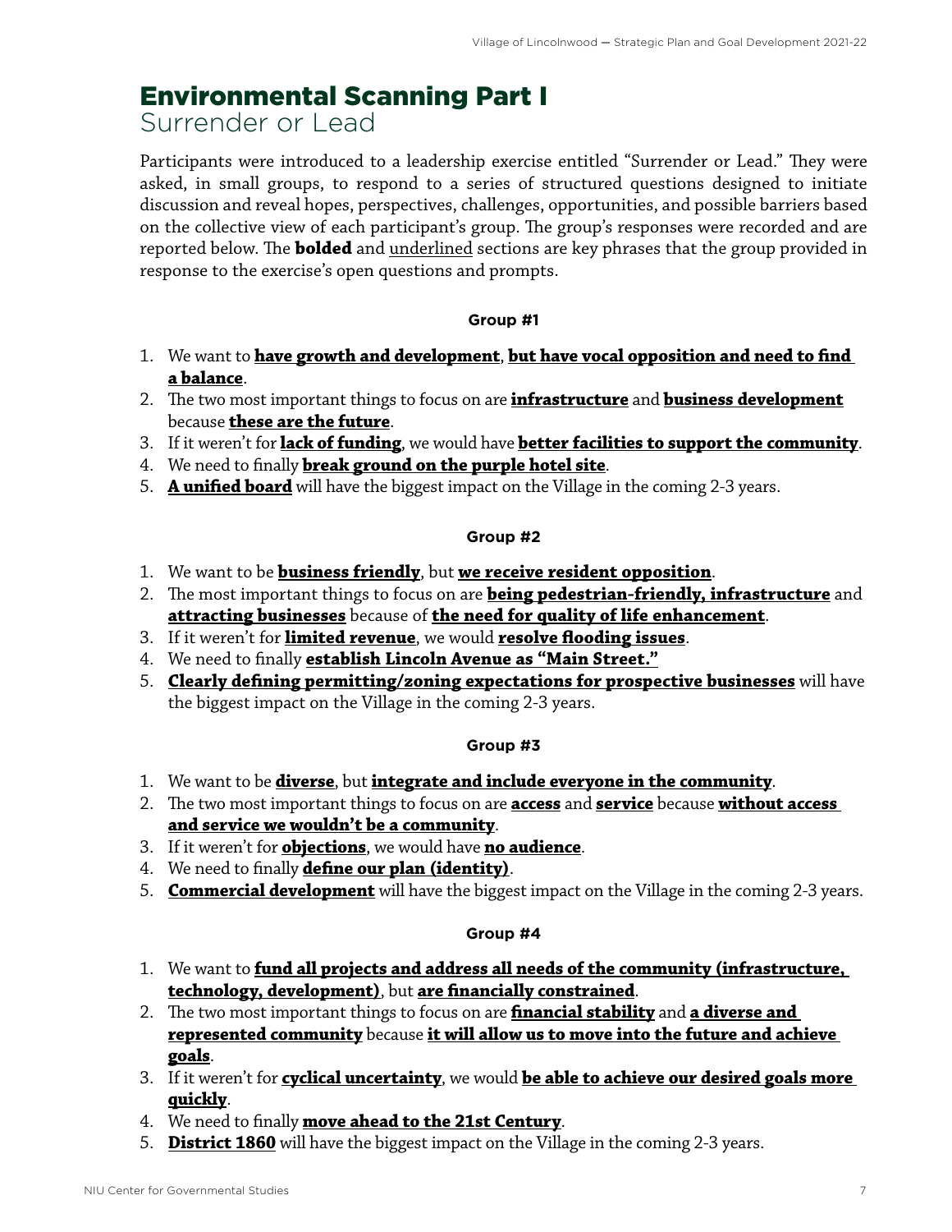# Environmental Scanning Part I

## Surrender or Lead

Participants were introduced to a leadership exercise entitled "Surrender or Lead." They were asked, in small groups, to respond to a series of structured questions designed to initiate discussion and reveal hopes, perspectives, challenges, opportunities, and possible barriers based on the collective view of each participant's group. The group's responses were recorded and are reported below. The **bolded** and <u>underlined</u> sections are key phrases that the group provided in response to the exercise's open questions and prompts.

### Group #1

1. We want to **<u>have growth and development</u>**, **<u>but have vocal opposition and need to find a balance</u>**.
2. The two most important things to focus on are **<u>infrastructure</u>** and **<u>business development</u>** because **<u>these are the future</u>**.
3. If it weren't for **<u>lack of funding</u>**, we would have **<u>better facilities to support the community</u>**.
4. We need to finally **<u>break ground on the purple hotel site</u>**.
5. **<u>A unified board</u>** will have the biggest impact on the Village in the coming 2-3 years.

### Group #2

1. We want to be **<u>business friendly</u>**, but **<u>we receive resident opposition</u>**.
2. The most important things to focus on are **<u>being pedestrian-friendly, infrastructure</u>** and **<u>attracting businesses</u>** because of **<u>the need for quality of life enhancement</u>**.
3. If it weren't for **<u>limited revenue</u>**, we would **<u>resolve flooding issues</u>**.
4. We need to finally **<u>establish Lincoln Avenue as "Main Street."</u>**
5. **<u>Clearly defining permitting/zoning expectations for prospective businesses</u>** will have the biggest impact on the Village in the coming 2-3 years.

### Group #3

1. We want to be **<u>diverse</u>**, but **<u>integrate and include everyone in the community</u>**.
2. The two most important things to focus on are **<u>access</u>** and **<u>service</u>** because **<u>without access and service we wouldn't be a community</u>**.
3. If it weren't for **<u>objections</u>**, we would have **<u>no audience</u>**.
4. We need to finally **<u>define our plan (identity)</u>**.
5. **<u>Commercial development</u>** will have the biggest impact on the Village in the coming 2-3 years.

### Group #4

1. We want to **<u>fund all projects and address all needs of the community (infrastructure, technology, development)</u>**, but **<u>are financially constrained</u>**.
2. The two most important things to focus on are **<u>financial stability</u>** and **<u>a diverse and represented community</u>** because **<u>it will allow us to move into the future and achieve goals</u>**.
3. If it weren't for **<u>cyclical uncertainty</u>**, we would **<u>be able to achieve our desired goals more quickly</u>**.
4. We need to finally **<u>move ahead to the 21st Century</u>**.
5. **<u>District 1860</u>** will have the biggest impact on the Village in the coming 2-3 years.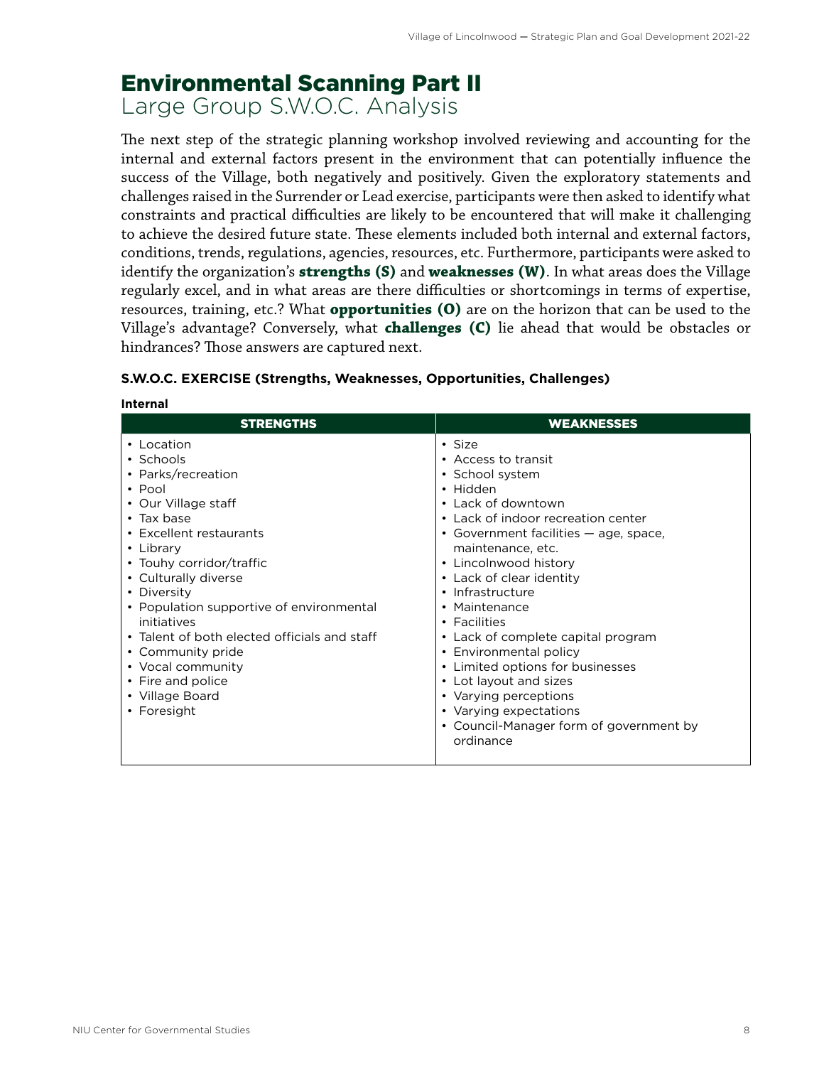# Environmental Scanning Part II
## Large Group S.W.O.C. Analysis

The next step of the strategic planning workshop involved reviewing and accounting for the internal and external factors present in the environment that can potentially influence the success of the Village, both negatively and positively. Given the exploratory statements and challenges raised in the Surrender or Lead exercise, participants were then asked to identify what constraints and practical difficulties are likely to be encountered that will make it challenging to achieve the desired future state. These elements included both internal and external factors, conditions, trends, regulations, agencies, resources, etc. Furthermore, participants were asked to identify the organization's **strengths (S)** and **weaknesses (W)**. In what areas does the Village regularly excel, and in what areas are there difficulties or shortcomings in terms of expertise, resources, training, etc.? What **opportunities (O)** are on the horizon that can be used to the Village's advantage? Conversely, what **challenges (C)** lie ahead that would be obstacles or hindrances? Those answers are captured next.

### S.W.O.C. EXERCISE (Strengths, Weaknesses, Opportunities, Challenges)

**Internal**

| STRENGTHS | WEAKNESSES |
|---|---|
| • Location<br>• Schools<br>• Parks/recreation<br>• Pool<br>• Our Village staff<br>• Tax base<br>• Excellent restaurants<br>• Library<br>• Touhy corridor/traffic<br>• Culturally diverse<br>• Diversity<br>• Population supportive of environmental initiatives<br>• Talent of both elected officials and staff<br>• Community pride<br>• Vocal community<br>• Fire and police<br>• Village Board<br>• Foresight | • Size<br>• Access to transit<br>• School system<br>• Hidden<br>• Lack of downtown<br>• Lack of indoor recreation center<br>• Government facilities — age, space, maintenance, etc.<br>• Lincolnwood history<br>• Lack of clear identity<br>• Infrastructure<br>• Maintenance<br>• Facilities<br>• Lack of complete capital program<br>• Environmental policy<br>• Limited options for businesses<br>• Lot layout and sizes<br>• Varying perceptions<br>• Varying expectations<br>• Council-Manager form of government by ordinance |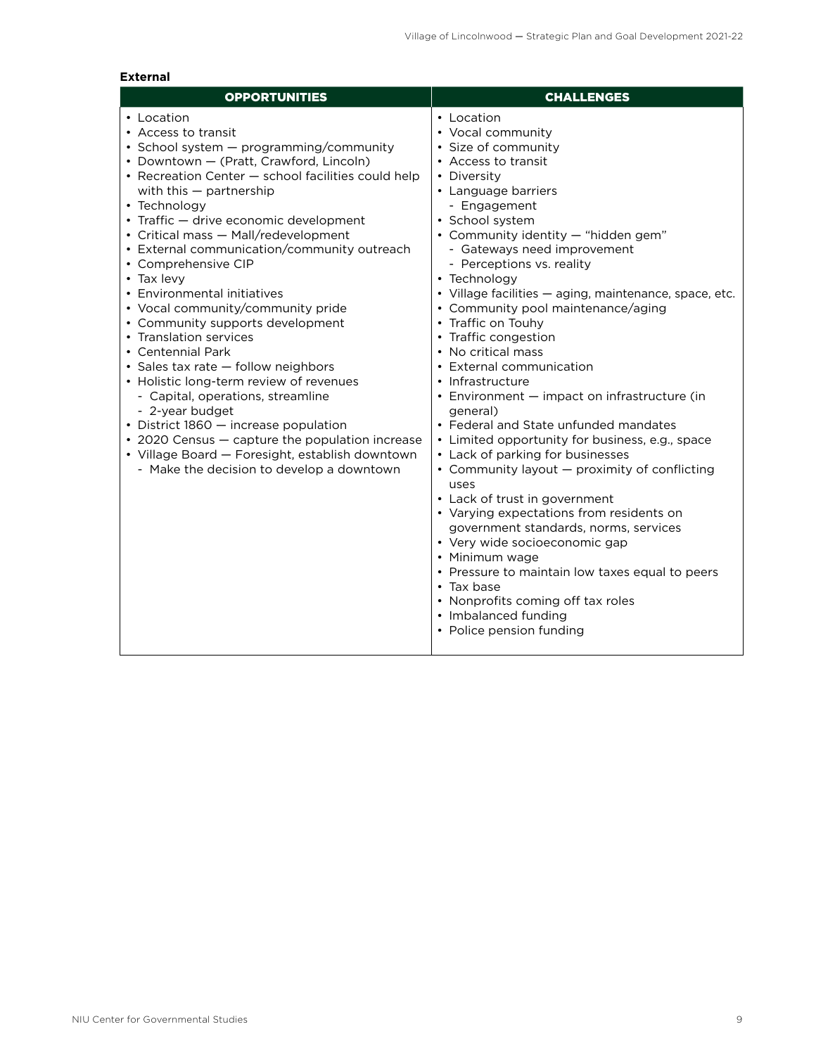**External**

<table>
<thead>
<tr>
<th>OPPORTUNITIES</th>
<th>CHALLENGES</th>
</tr>
</thead>
<tbody>
<tr>
<td>
<ul>
<li>Location</li>
<li>Access to transit</li>
<li>School system — programming/community</li>
<li>Downtown — (Pratt, Crawford, Lincoln)</li>
<li>Recreation Center — school facilities could help with this — partnership</li>
<li>Technology</li>
<li>Traffic — drive economic development</li>
<li>Critical mass — Mall/redevelopment</li>
<li>External communication/community outreach</li>
<li>Comprehensive CIP</li>
<li>Tax levy</li>
<li>Environmental initiatives</li>
<li>Vocal community/community pride</li>
<li>Community supports development</li>
<li>Translation services</li>
<li>Centennial Park</li>
<li>Sales tax rate — follow neighbors</li>
<li>Holistic long-term review of revenues
<ul>
<li>Capital, operations, streamline</li>
<li>2-year budget</li>
</ul>
</li>
<li>District 1860 — increase population</li>
<li>2020 Census — capture the population increase</li>
<li>Village Board — Foresight, establish downtown
<ul>
<li>Make the decision to develop a downtown</li>
</ul>
</li>
</ul>
</td>
<td>
<ul>
<li>Location</li>
<li>Vocal community</li>
<li>Size of community</li>
<li>Access to transit</li>
<li>Diversity</li>
<li>Language barriers
<ul>
<li>Engagement</li>
</ul>
</li>
<li>School system</li>
<li>Community identity — "hidden gem"
<ul>
<li>Gateways need improvement</li>
<li>Perceptions vs. reality</li>
</ul>
</li>
<li>Technology</li>
<li>Village facilities — aging, maintenance, space, etc.</li>
<li>Community pool maintenance/aging</li>
<li>Traffic on Touhy</li>
<li>Traffic congestion</li>
<li>No critical mass</li>
<li>External communication</li>
<li>Infrastructure</li>
<li>Environment — impact on infrastructure (in general)</li>
<li>Federal and State unfunded mandates</li>
<li>Limited opportunity for business, e.g., space</li>
<li>Lack of parking for businesses</li>
<li>Community layout — proximity of conflicting uses</li>
<li>Lack of trust in government</li>
<li>Varying expectations from residents on government standards, norms, services</li>
<li>Very wide socioeconomic gap</li>
<li>Minimum wage</li>
<li>Pressure to maintain low taxes equal to peers</li>
<li>Tax base</li>
<li>Nonprofits coming off tax roles</li>
<li>Imbalanced funding</li>
<li>Police pension funding</li>
</ul>
</td>
</tr>
</tbody>
</table>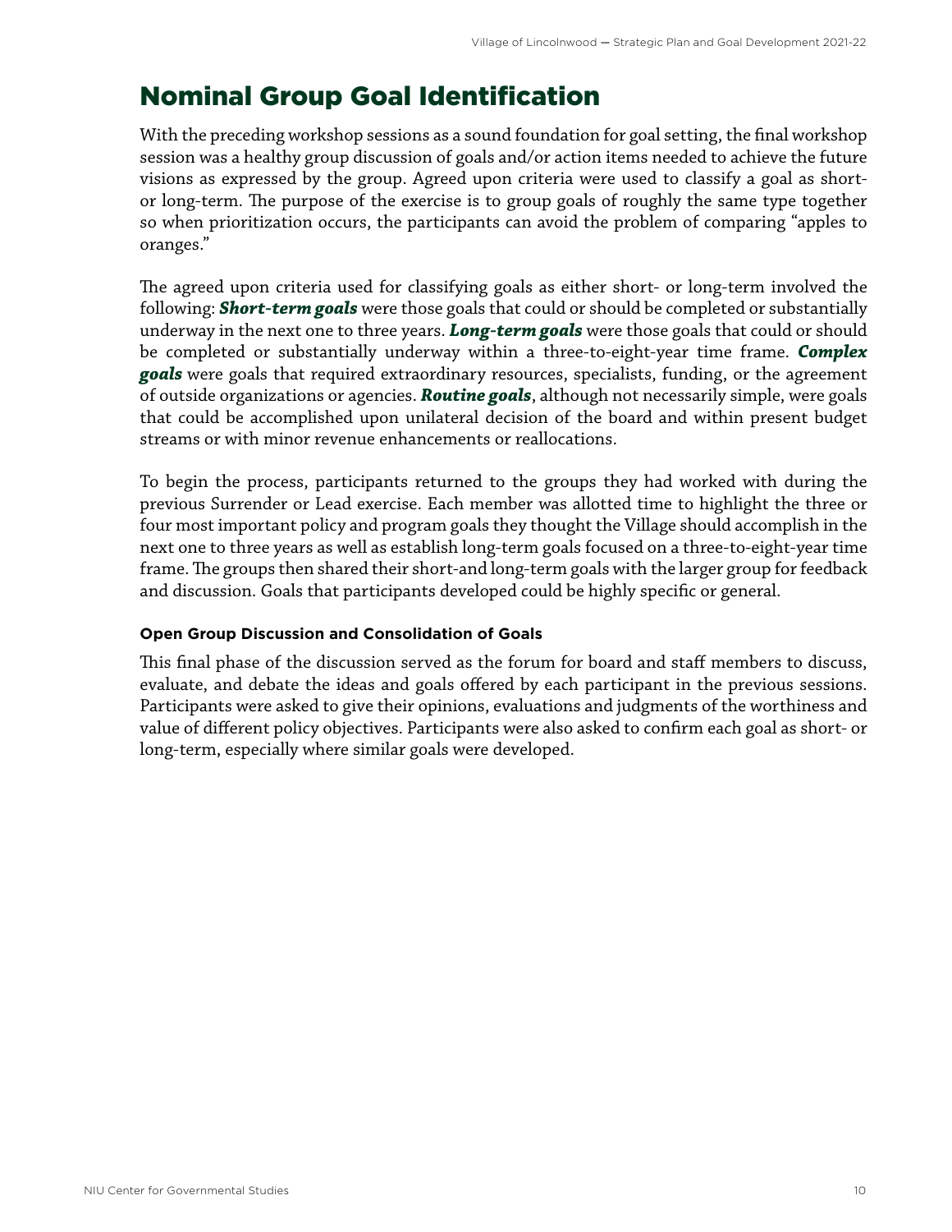# Nominal Group Goal Identification

With the preceding workshop sessions as a sound foundation for goal setting, the final workshop session was a healthy group discussion of goals and/or action items needed to achieve the future visions as expressed by the group. Agreed upon criteria were used to classify a goal as short- or long-term. The purpose of the exercise is to group goals of roughly the same type together so when prioritization occurs, the participants can avoid the problem of comparing "apples to oranges."

The agreed upon criteria used for classifying goals as either short- or long-term involved the following: ***Short-term goals*** were those goals that could or should be completed or substantially underway in the next one to three years. ***Long-term goals*** were those goals that could or should be completed or substantially underway within a three-to-eight-year time frame. ***Complex goals*** were goals that required extraordinary resources, specialists, funding, or the agreement of outside organizations or agencies. ***Routine goals***, although not necessarily simple, were goals that could be accomplished upon unilateral decision of the board and within present budget streams or with minor revenue enhancements or reallocations.

To begin the process, participants returned to the groups they had worked with during the previous Surrender or Lead exercise. Each member was allotted time to highlight the three or four most important policy and program goals they thought the Village should accomplish in the next one to three years as well as establish long-term goals focused on a three-to-eight-year time frame. The groups then shared their short-and long-term goals with the larger group for feedback and discussion. Goals that participants developed could be highly specific or general.

### Open Group Discussion and Consolidation of Goals

This final phase of the discussion served as the forum for board and staff members to discuss, evaluate, and debate the ideas and goals offered by each participant in the previous sessions. Participants were asked to give their opinions, evaluations and judgments of the worthiness and value of different policy objectives. Participants were also asked to confirm each goal as short- or long-term, especially where similar goals were developed.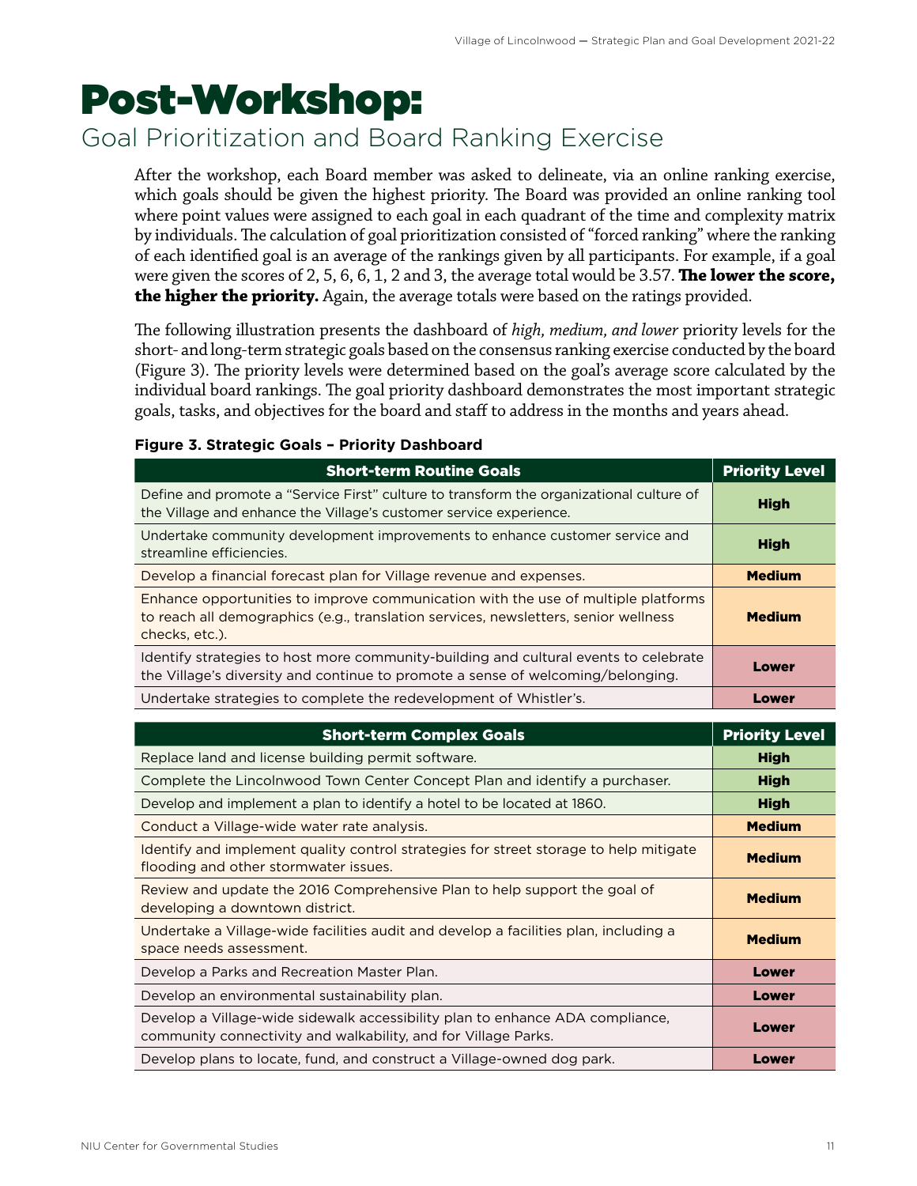# Post-Workshop:

## Goal Prioritization and Board Ranking Exercise

After the workshop, each Board member was asked to delineate, via an online ranking exercise, which goals should be given the highest priority. The Board was provided an online ranking tool where point values were assigned to each goal in each quadrant of the time and complexity matrix by individuals. The calculation of goal prioritization consisted of "forced ranking" where the ranking of each identified goal is an average of the rankings given by all participants. For example, if a goal were given the scores of 2, 5, 6, 6, 1, 2 and 3, the average total would be 3.57. **The lower the score, the higher the priority.** Again, the average totals were based on the ratings provided.

The following illustration presents the dashboard of *high, medium, and lower* priority levels for the short- and long-term strategic goals based on the consensus ranking exercise conducted by the board (Figure 3). The priority levels were determined based on the goal's average score calculated by the individual board rankings. The goal priority dashboard demonstrates the most important strategic goals, tasks, and objectives for the board and staff to address in the months and years ahead.

**Figure 3. Strategic Goals – Priority Dashboard**

| Short-term Routine Goals | Priority Level |
|---|---|
| Define and promote a "Service First" culture to transform the organizational culture of the Village and enhance the Village's customer service experience. | High |
| Undertake community development improvements to enhance customer service and streamline efficiencies. | High |
| Develop a financial forecast plan for Village revenue and expenses. | Medium |
| Enhance opportunities to improve communication with the use of multiple platforms to reach all demographics (e.g., translation services, newsletters, senior wellness checks, etc.). | Medium |
| Identify strategies to host more community-building and cultural events to celebrate the Village's diversity and continue to promote a sense of welcoming/belonging. | Lower |
| Undertake strategies to complete the redevelopment of Whistler's. | Lower |

| Short-term Complex Goals | Priority Level |
|---|---|
| Replace land and license building permit software. | High |
| Complete the Lincolnwood Town Center Concept Plan and identify a purchaser. | High |
| Develop and implement a plan to identify a hotel to be located at 1860. | High |
| Conduct a Village-wide water rate analysis. | Medium |
| Identify and implement quality control strategies for street storage to help mitigate flooding and other stormwater issues. | Medium |
| Review and update the 2016 Comprehensive Plan to help support the goal of developing a downtown district. | Medium |
| Undertake a Village-wide facilities audit and develop a facilities plan, including a space needs assessment. | Medium |
| Develop a Parks and Recreation Master Plan. | Lower |
| Develop an environmental sustainability plan. | Lower |
| Develop a Village-wide sidewalk accessibility plan to enhance ADA compliance, community connectivity and walkability, and for Village Parks. | Lower |
| Develop plans to locate, fund, and construct a Village-owned dog park. | Lower |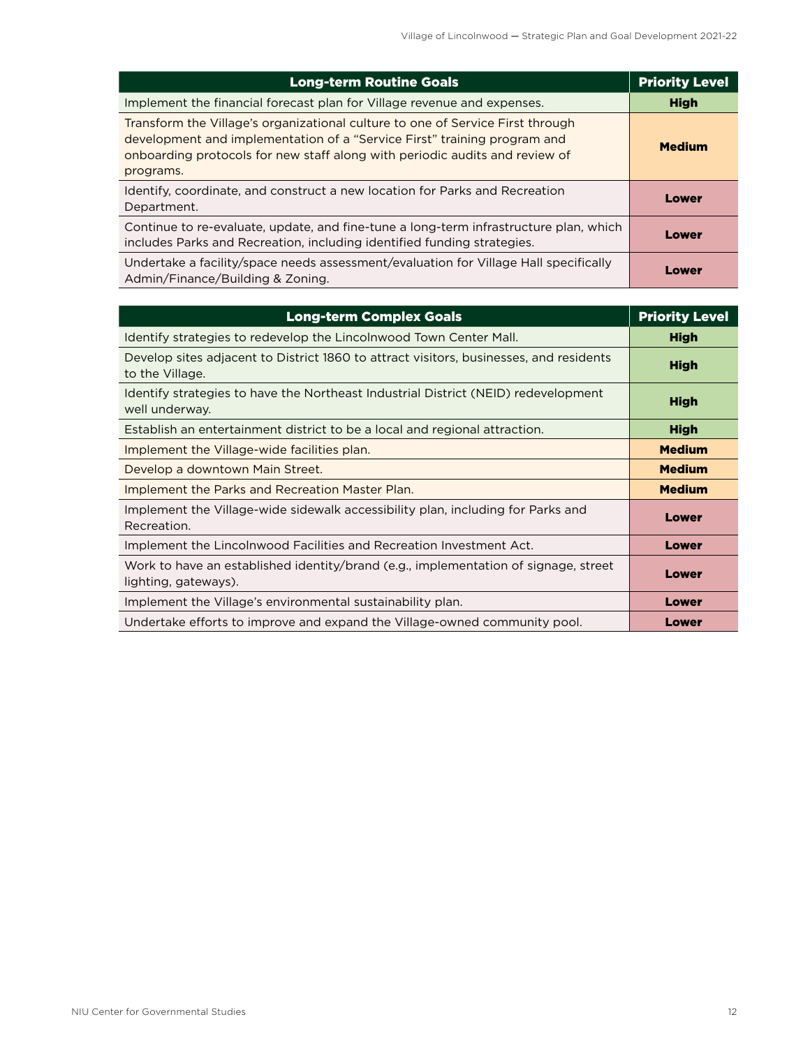| Long-term Routine Goals | Priority Level |
| --- | --- |
| Implement the financial forecast plan for Village revenue and expenses. | **High** |
| Transform the Village's organizational culture to one of Service First through development and implementation of a "Service First" training program and onboarding protocols for new staff along with periodic audits and review of programs. | **Medium** |
| Identify, coordinate, and construct a new location for Parks and Recreation Department. | **Lower** |
| Continue to re-evaluate, update, and fine-tune a long-term infrastructure plan, which includes Parks and Recreation, including identified funding strategies. | **Lower** |
| Undertake a facility/space needs assessment/evaluation for Village Hall specifically Admin/Finance/Building & Zoning. | **Lower** |

| Long-term Complex Goals | Priority Level |
| --- | --- |
| Identify strategies to redevelop the Lincolnwood Town Center Mall. | **High** |
| Develop sites adjacent to District 1860 to attract visitors, businesses, and residents to the Village. | **High** |
| Identify strategies to have the Northeast Industrial District (NEID) redevelopment well underway. | **High** |
| Establish an entertainment district to be a local and regional attraction. | **High** |
| Implement the Village-wide facilities plan. | **Medium** |
| Develop a downtown Main Street. | **Medium** |
| Implement the Parks and Recreation Master Plan. | **Medium** |
| Implement the Village-wide sidewalk accessibility plan, including for Parks and Recreation. | **Lower** |
| Implement the Lincolnwood Facilities and Recreation Investment Act. | **Lower** |
| Work to have an established identity/brand (e.g., implementation of signage, street lighting, gateways). | **Lower** |
| Implement the Village's environmental sustainability plan. | **Lower** |
| Undertake efforts to improve and expand the Village-owned community pool. | **Lower** |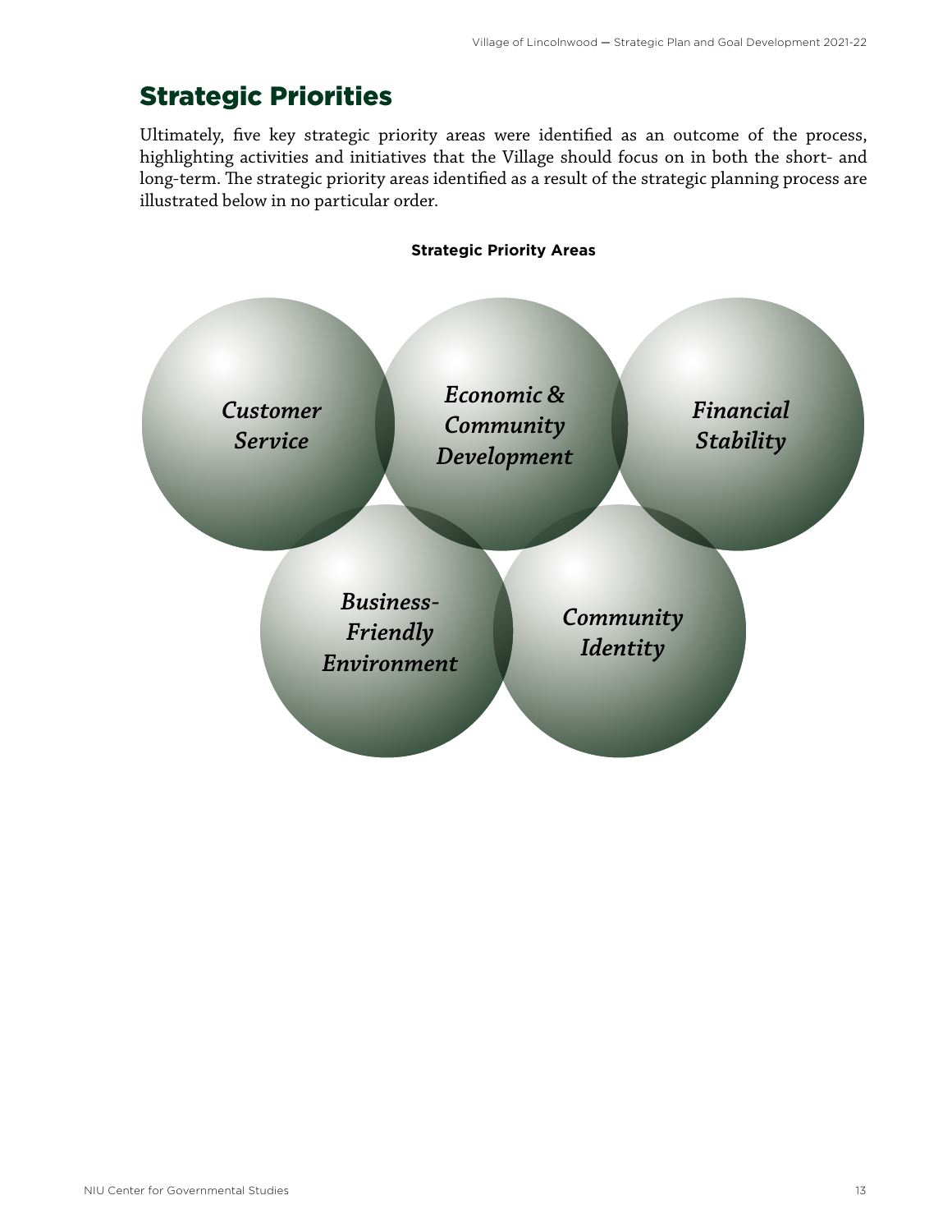## Strategic Priorities

Ultimately, five key strategic priority areas were identified as an outcome of the process, highlighting activities and initiatives that the Village should focus on in both the short- and long-term. The strategic priority areas identified as a result of the strategic planning process are illustrated below in no particular order.

**Strategic Priority Areas**

*Customer Service*

*Economic & Community Development*

*Financial Stability*

*Business-Friendly Environment*

*Community Identity*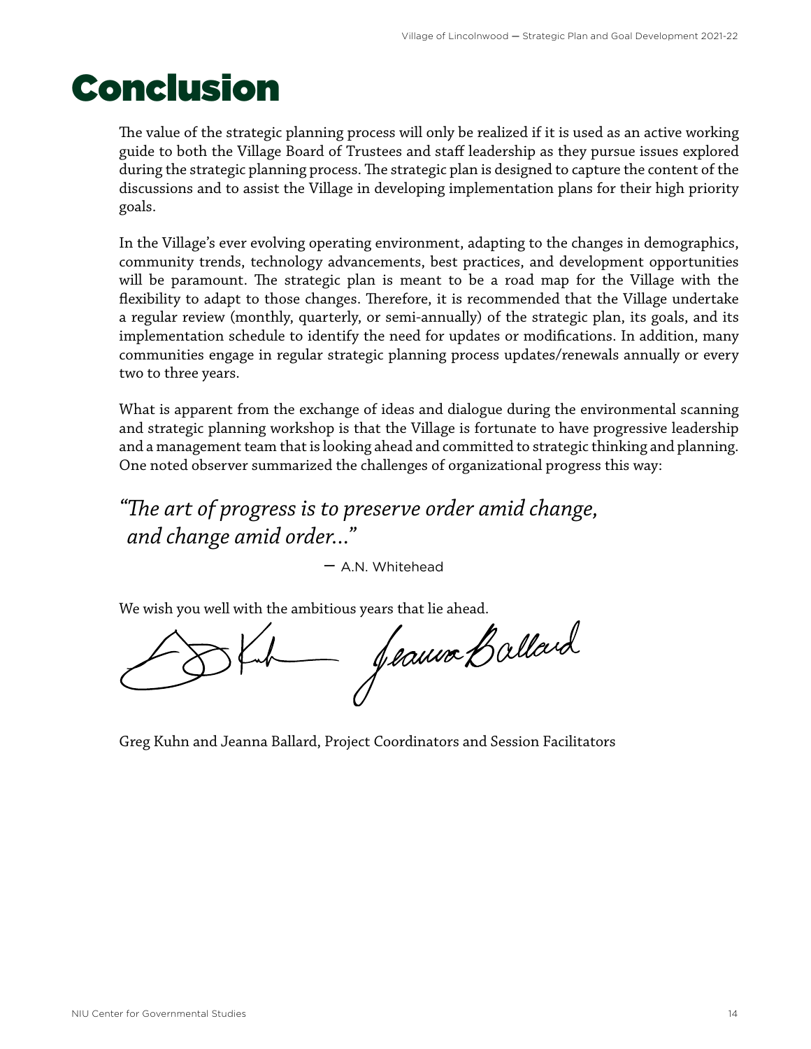# Conclusion

The value of the strategic planning process will only be realized if it is used as an active working guide to both the Village Board of Trustees and staff leadership as they pursue issues explored during the strategic planning process. The strategic plan is designed to capture the content of the discussions and to assist the Village in developing implementation plans for their high priority goals.

In the Village's ever evolving operating environment, adapting to the changes in demographics, community trends, technology advancements, best practices, and development opportunities will be paramount. The strategic plan is meant to be a road map for the Village with the flexibility to adapt to those changes. Therefore, it is recommended that the Village undertake a regular review (monthly, quarterly, or semi-annually) of the strategic plan, its goals, and its implementation schedule to identify the need for updates or modifications. In addition, many communities engage in regular strategic planning process updates/renewals annually or every two to three years.

What is apparent from the exchange of ideas and dialogue during the environmental scanning and strategic planning workshop is that the Village is fortunate to have progressive leadership and a management team that is looking ahead and committed to strategic thinking and planning. One noted observer summarized the challenges of organizational progress this way:

*"The art of progress is to preserve order amid change, and change amid order..."*

— A.N. Whitehead

We wish you well with the ambitious years that lie ahead.

Greg Kuhn and Jeanna Ballard, Project Coordinators and Session Facilitators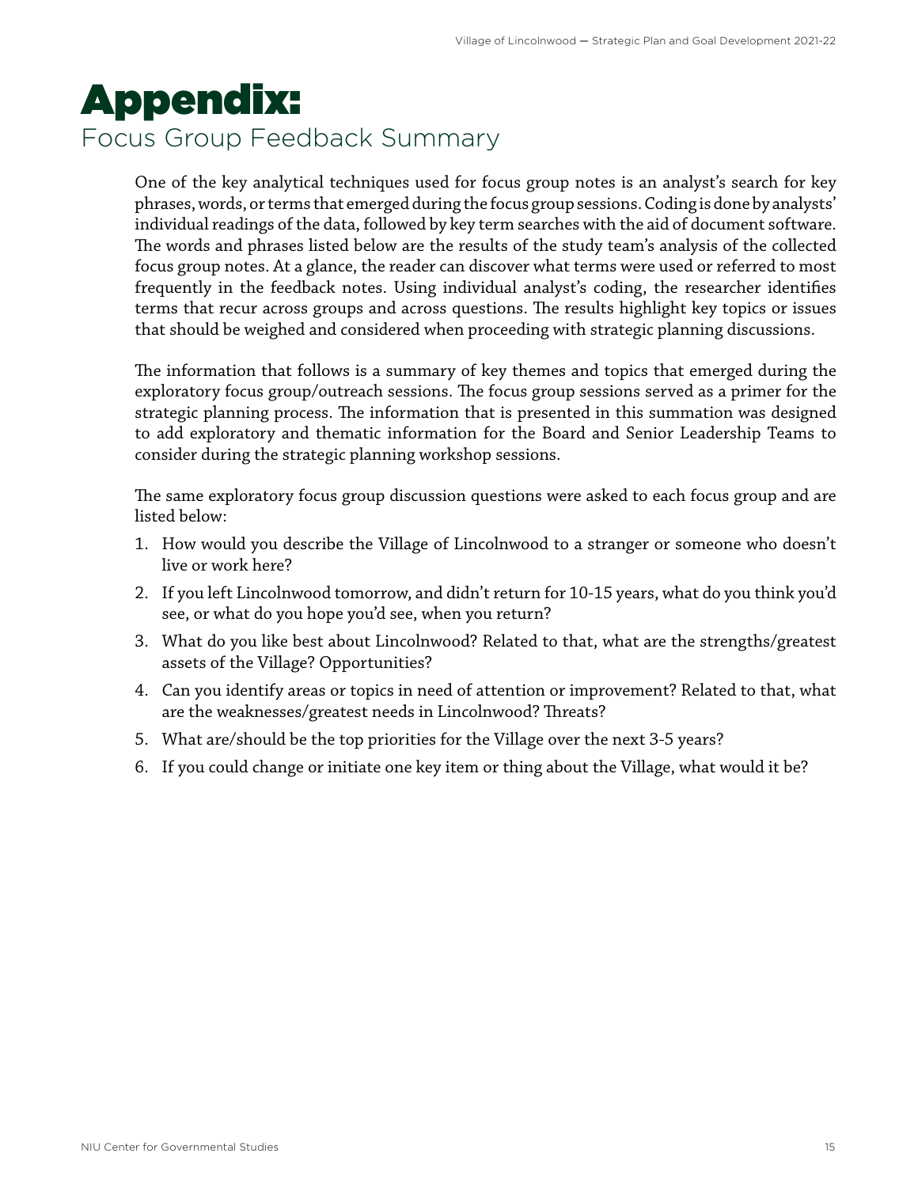# Appendix:
## Focus Group Feedback Summary

One of the key analytical techniques used for focus group notes is an analyst's search for key phrases, words, or terms that emerged during the focus group sessions. Coding is done by analysts' individual readings of the data, followed by key term searches with the aid of document software. The words and phrases listed below are the results of the study team's analysis of the collected focus group notes. At a glance, the reader can discover what terms were used or referred to most frequently in the feedback notes. Using individual analyst's coding, the researcher identifies terms that recur across groups and across questions. The results highlight key topics or issues that should be weighed and considered when proceeding with strategic planning discussions.

The information that follows is a summary of key themes and topics that emerged during the exploratory focus group/outreach sessions. The focus group sessions served as a primer for the strategic planning process. The information that is presented in this summation was designed to add exploratory and thematic information for the Board and Senior Leadership Teams to consider during the strategic planning workshop sessions.

The same exploratory focus group discussion questions were asked to each focus group and are listed below:

1. How would you describe the Village of Lincolnwood to a stranger or someone who doesn't live or work here?
2. If you left Lincolnwood tomorrow, and didn't return for 10-15 years, what do you think you'd see, or what do you hope you'd see, when you return?
3. What do you like best about Lincolnwood? Related to that, what are the strengths/greatest assets of the Village? Opportunities?
4. Can you identify areas or topics in need of attention or improvement? Related to that, what are the weaknesses/greatest needs in Lincolnwood? Threats?
5. What are/should be the top priorities for the Village over the next 3-5 years?
6. If you could change or initiate one key item or thing about the Village, what would it be?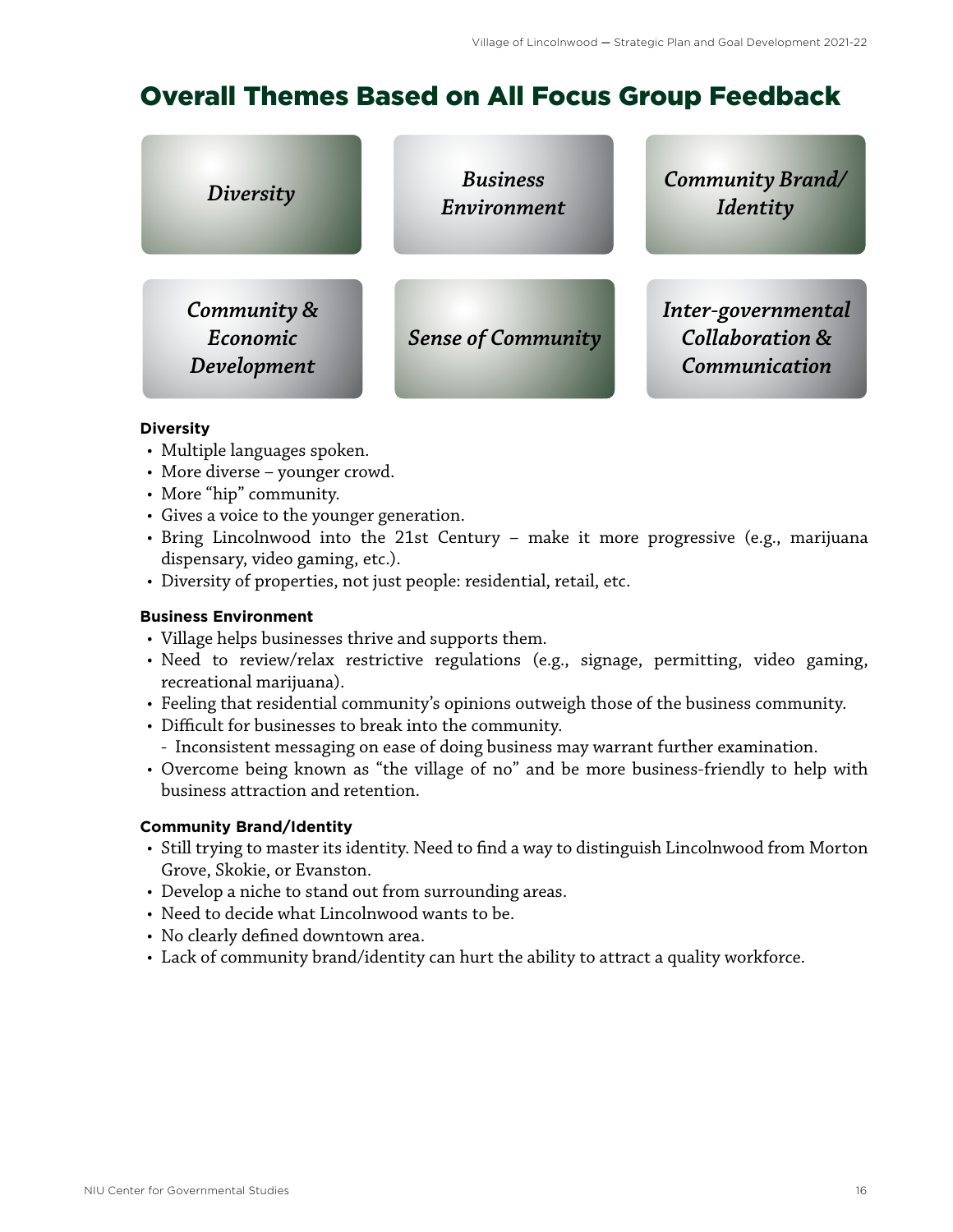# Overall Themes Based on All Focus Group Feedback

*Diversity*

*Business Environment*

*Community Brand/ Identity*

*Community & Economic Development*

*Sense of Community*

*Inter-governmental Collaboration & Communication*

**Diversity**

- Multiple languages spoken.
- More diverse – younger crowd.
- More "hip" community.
- Gives a voice to the younger generation.
- Bring Lincolnwood into the 21st Century – make it more progressive (e.g., marijuana dispensary, video gaming, etc.).
- Diversity of properties, not just people: residential, retail, etc.

**Business Environment**

- Village helps businesses thrive and supports them.
- Need to review/relax restrictive regulations (e.g., signage, permitting, video gaming, recreational marijuana).
- Feeling that residential community's opinions outweigh those of the business community.
- Difficult for businesses to break into the community.
  - Inconsistent messaging on ease of doing business may warrant further examination.
- Overcome being known as "the village of no" and be more business-friendly to help with business attraction and retention.

**Community Brand/Identity**

- Still trying to master its identity. Need to find a way to distinguish Lincolnwood from Morton Grove, Skokie, or Evanston.
- Develop a niche to stand out from surrounding areas.
- Need to decide what Lincolnwood wants to be.
- No clearly defined downtown area.
- Lack of community brand/identity can hurt the ability to attract a quality workforce.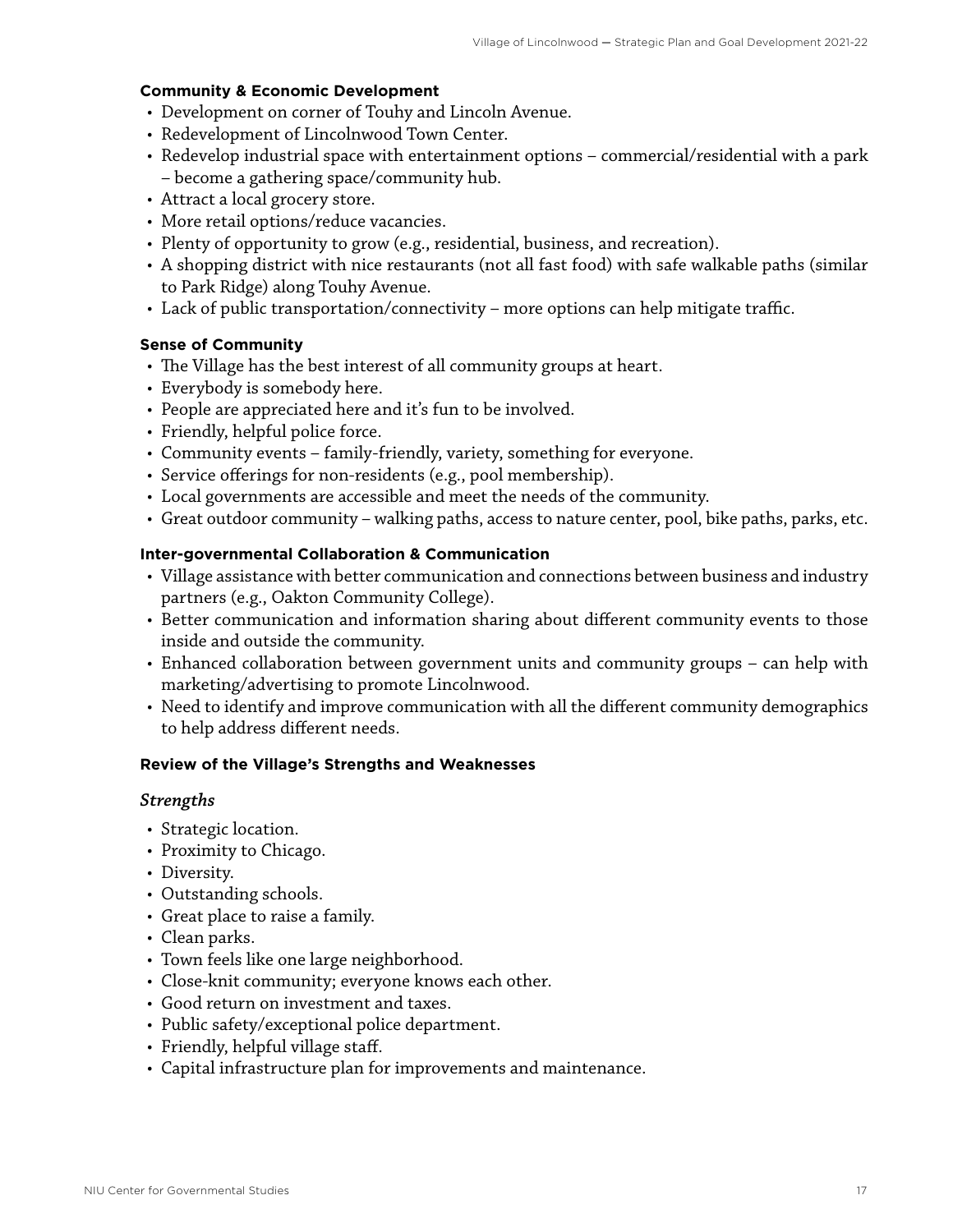**Community & Economic Development**

- Development on corner of Touhy and Lincoln Avenue.
- Redevelopment of Lincolnwood Town Center.
- Redevelop industrial space with entertainment options – commercial/residential with a park – become a gathering space/community hub.
- Attract a local grocery store.
- More retail options/reduce vacancies.
- Plenty of opportunity to grow (e.g., residential, business, and recreation).
- A shopping district with nice restaurants (not all fast food) with safe walkable paths (similar to Park Ridge) along Touhy Avenue.
- Lack of public transportation/connectivity – more options can help mitigate traffic.

**Sense of Community**

- The Village has the best interest of all community groups at heart.
- Everybody is somebody here.
- People are appreciated here and it's fun to be involved.
- Friendly, helpful police force.
- Community events – family-friendly, variety, something for everyone.
- Service offerings for non-residents (e.g., pool membership).
- Local governments are accessible and meet the needs of the community.
- Great outdoor community – walking paths, access to nature center, pool, bike paths, parks, etc.

**Inter-governmental Collaboration & Communication**

- Village assistance with better communication and connections between business and industry partners (e.g., Oakton Community College).
- Better communication and information sharing about different community events to those inside and outside the community.
- Enhanced collaboration between government units and community groups – can help with marketing/advertising to promote Lincolnwood.
- Need to identify and improve communication with all the different community demographics to help address different needs.

**Review of the Village's Strengths and Weaknesses**

*Strengths*

- Strategic location.
- Proximity to Chicago.
- Diversity.
- Outstanding schools.
- Great place to raise a family.
- Clean parks.
- Town feels like one large neighborhood.
- Close-knit community; everyone knows each other.
- Good return on investment and taxes.
- Public safety/exceptional police department.
- Friendly, helpful village staff.
- Capital infrastructure plan for improvements and maintenance.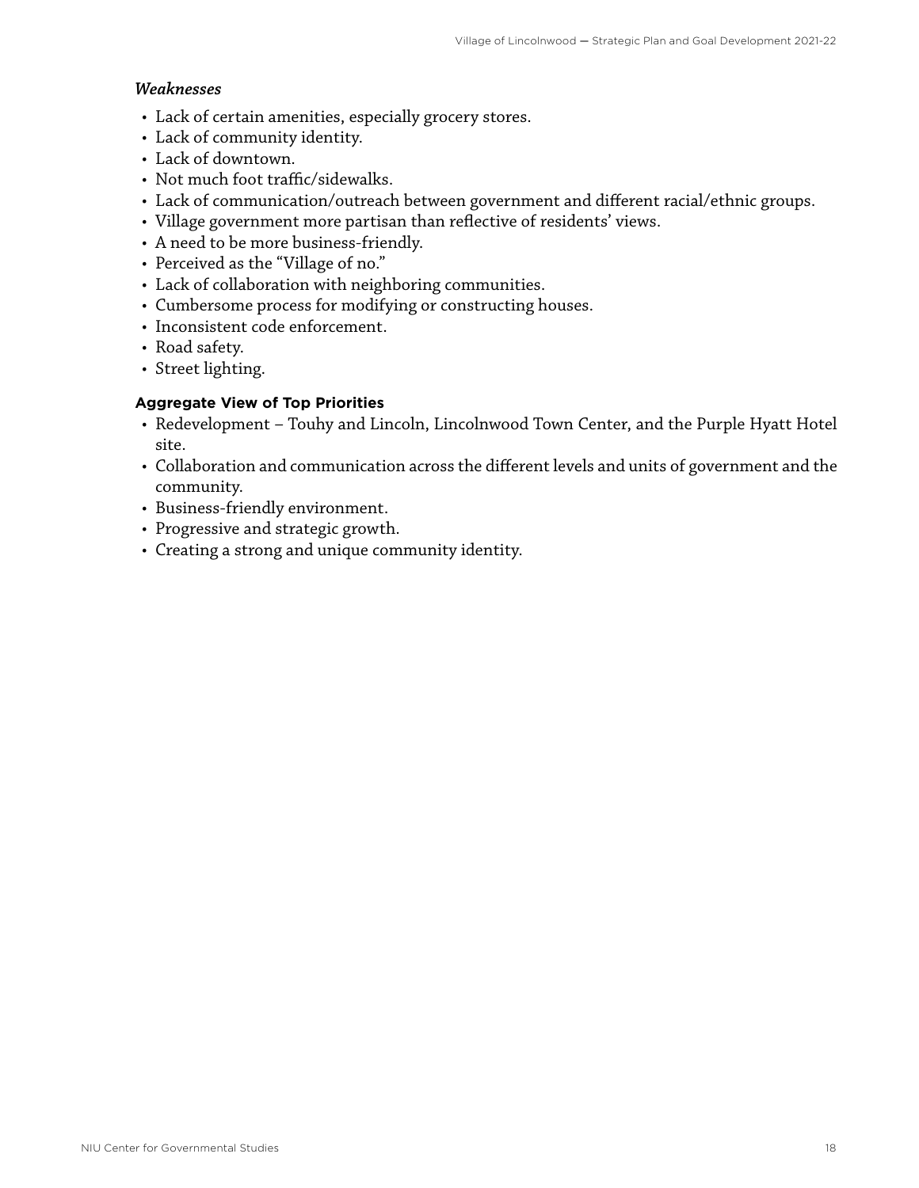### *Weaknesses*

- Lack of certain amenities, especially grocery stores.
- Lack of community identity.
- Lack of downtown.
- Not much foot traffic/sidewalks.
- Lack of communication/outreach between government and different racial/ethnic groups.
- Village government more partisan than reflective of residents' views.
- A need to be more business-friendly.
- Perceived as the "Village of no."
- Lack of collaboration with neighboring communities.
- Cumbersome process for modifying or constructing houses.
- Inconsistent code enforcement.
- Road safety.
- Street lighting.

### **Aggregate View of Top Priorities**

- Redevelopment – Touhy and Lincoln, Lincolnwood Town Center, and the Purple Hyatt Hotel site.
- Collaboration and communication across the different levels and units of government and the community.
- Business-friendly environment.
- Progressive and strategic growth.
- Creating a strong and unique community identity.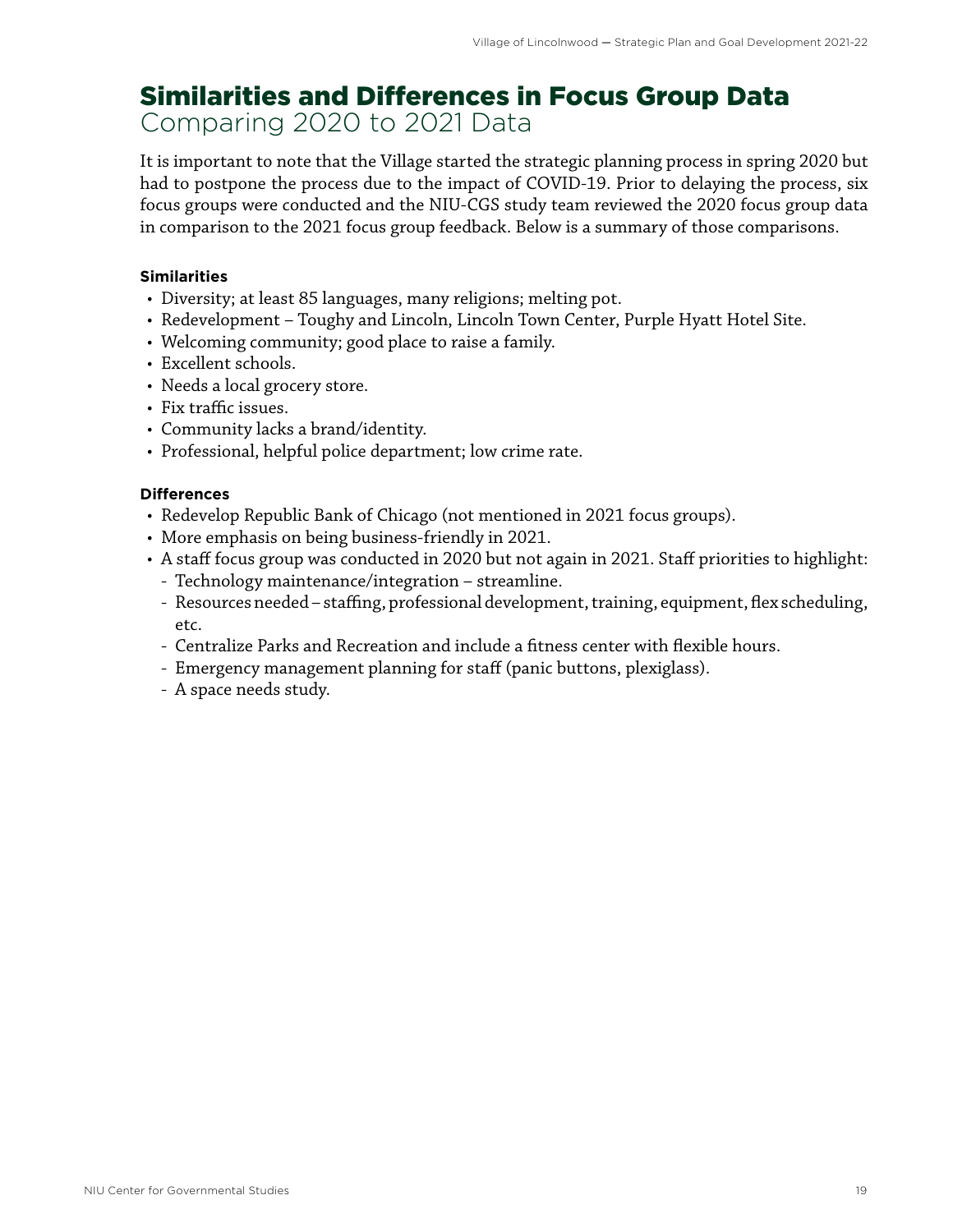# Similarities and Differences in Focus Group Data

## Comparing 2020 to 2021 Data

It is important to note that the Village started the strategic planning process in spring 2020 but had to postpone the process due to the impact of COVID-19. Prior to delaying the process, six focus groups were conducted and the NIU-CGS study team reviewed the 2020 focus group data in comparison to the 2021 focus group feedback. Below is a summary of those comparisons.

**Similarities**

- Diversity; at least 85 languages, many religions; melting pot.
- Redevelopment – Toughy and Lincoln, Lincoln Town Center, Purple Hyatt Hotel Site.
- Welcoming community; good place to raise a family.
- Excellent schools.
- Needs a local grocery store.
- Fix traffic issues.
- Community lacks a brand/identity.
- Professional, helpful police department; low crime rate.

**Differences**

- Redevelop Republic Bank of Chicago (not mentioned in 2021 focus groups).
- More emphasis on being business-friendly in 2021.
- A staff focus group was conducted in 2020 but not again in 2021. Staff priorities to highlight:
  - Technology maintenance/integration – streamline.
  - Resources needed – staffing, professional development, training, equipment, flex scheduling, etc.
  - Centralize Parks and Recreation and include a fitness center with flexible hours.
  - Emergency management planning for staff (panic buttons, plexiglass).
  - A space needs study.